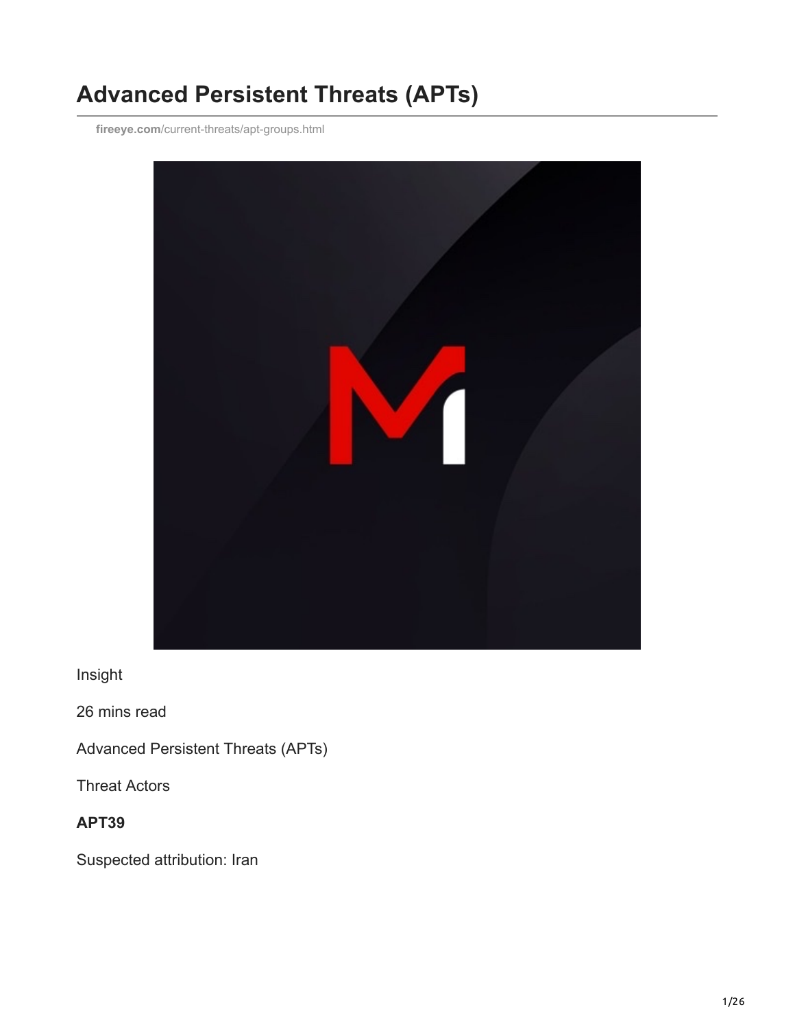# Advanced Persistent Threats (APTs)

**fireeye.com**/current-threats/apt-groups.html

Insight

26 mins read

Advanced Persistent Threats (APTs)

Threat Actors

**APT39**

Suspected attribution: Iran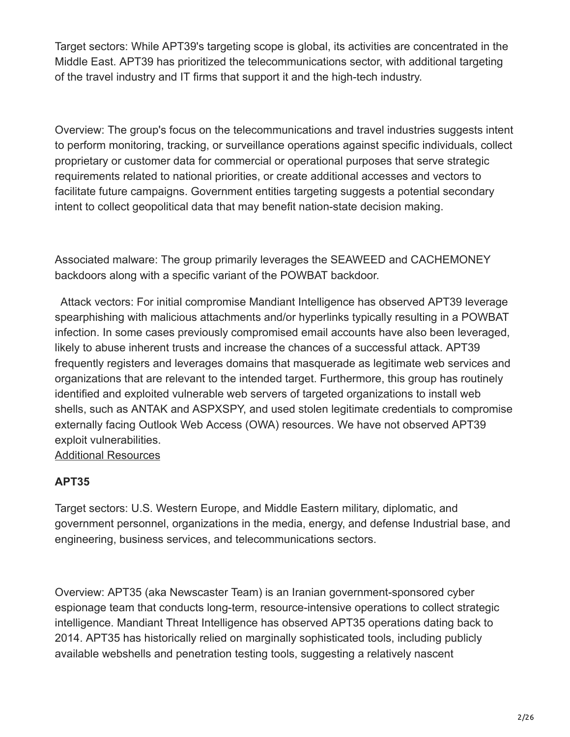Target sectors: While APT39's targeting scope is global, its activities are concentrated in the Middle East. APT39 has prioritized the telecommunications sector, with additional targeting of the travel industry and IT firms that support it and the high-tech industry.

Overview: The group's focus on the telecommunications and travel industries suggests intent to perform monitoring, tracking, or surveillance operations against specific individuals, collect proprietary or customer data for commercial or operational purposes that serve strategic requirements related to national priorities, or create additional accesses and vectors to facilitate future campaigns. Government entities targeting suggests a potential secondary intent to collect geopolitical data that may benefit nation-state decision making.

Associated malware: The group primarily leverages the SEAWEED and CACHEMONEY backdoors along with a specific variant of the POWBAT backdoor.

Attack vectors: For initial compromise Mandiant Intelligence has observed APT39 leverage spearphishing with malicious attachments and/or hyperlinks typically resulting in a POWBAT infection. In some cases previously compromised email accounts have also been leveraged, likely to abuse inherent trusts and increase the chances of a successful attack. APT39 frequently registers and leverages domains that masquerade as legitimate web services and organizations that are relevant to the intended target. Furthermore, this group has routinely identified and exploited vulnerable web servers of targeted organizations to install web shells, such as ANTAK and ASPXSPY, and used stolen legitimate credentials to compromise externally facing Outlook Web Access (OWA) resources. We have not observed APT39 exploit vulnerabilities.
Additional Resources

**APT35**

Target sectors: U.S. Western Europe, and Middle Eastern military, diplomatic, and government personnel, organizations in the media, energy, and defense Industrial base, and engineering, business services, and telecommunications sectors.

Overview: APT35 (aka Newscaster Team) is an Iranian government-sponsored cyber espionage team that conducts long-term, resource-intensive operations to collect strategic intelligence. Mandiant Threat Intelligence has observed APT35 operations dating back to 2014. APT35 has historically relied on marginally sophisticated tools, including publicly available webshells and penetration testing tools, suggesting a relatively nascent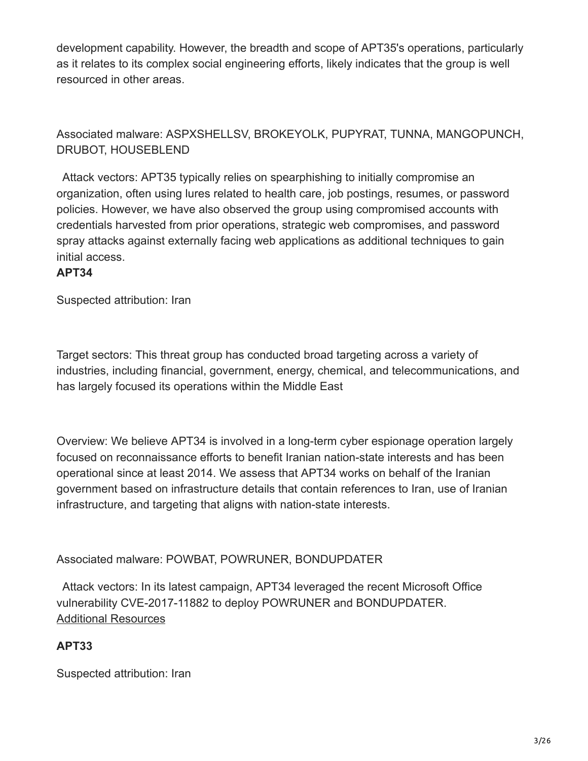development capability. However, the breadth and scope of APT35's operations, particularly as it relates to its complex social engineering efforts, likely indicates that the group is well resourced in other areas.

Associated malware: ASPXSHELLSV, BROKEYOLK, PUPYRAT, TUNNA, MANGOPUNCH, DRUBOT, HOUSEBLEND

Attack vectors: APT35 typically relies on spearphishing to initially compromise an organization, often using lures related to health care, job postings, resumes, or password policies. However, we have also observed the group using compromised accounts with credentials harvested from prior operations, strategic web compromises, and password spray attacks against externally facing web applications as additional techniques to gain initial access.

**APT34**

Suspected attribution: Iran

Target sectors: This threat group has conducted broad targeting across a variety of industries, including financial, government, energy, chemical, and telecommunications, and has largely focused its operations within the Middle East

Overview: We believe APT34 is involved in a long-term cyber espionage operation largely focused on reconnaissance efforts to benefit Iranian nation-state interests and has been operational since at least 2014. We assess that APT34 works on behalf of the Iranian government based on infrastructure details that contain references to Iran, use of Iranian infrastructure, and targeting that aligns with nation-state interests.

Associated malware: POWBAT, POWRUNER, BONDUPDATER

Attack vectors: In its latest campaign, APT34 leveraged the recent Microsoft Office vulnerability CVE-2017-11882 to deploy POWRUNER and BONDUPDATER.
Additional Resources

**APT33**

Suspected attribution: Iran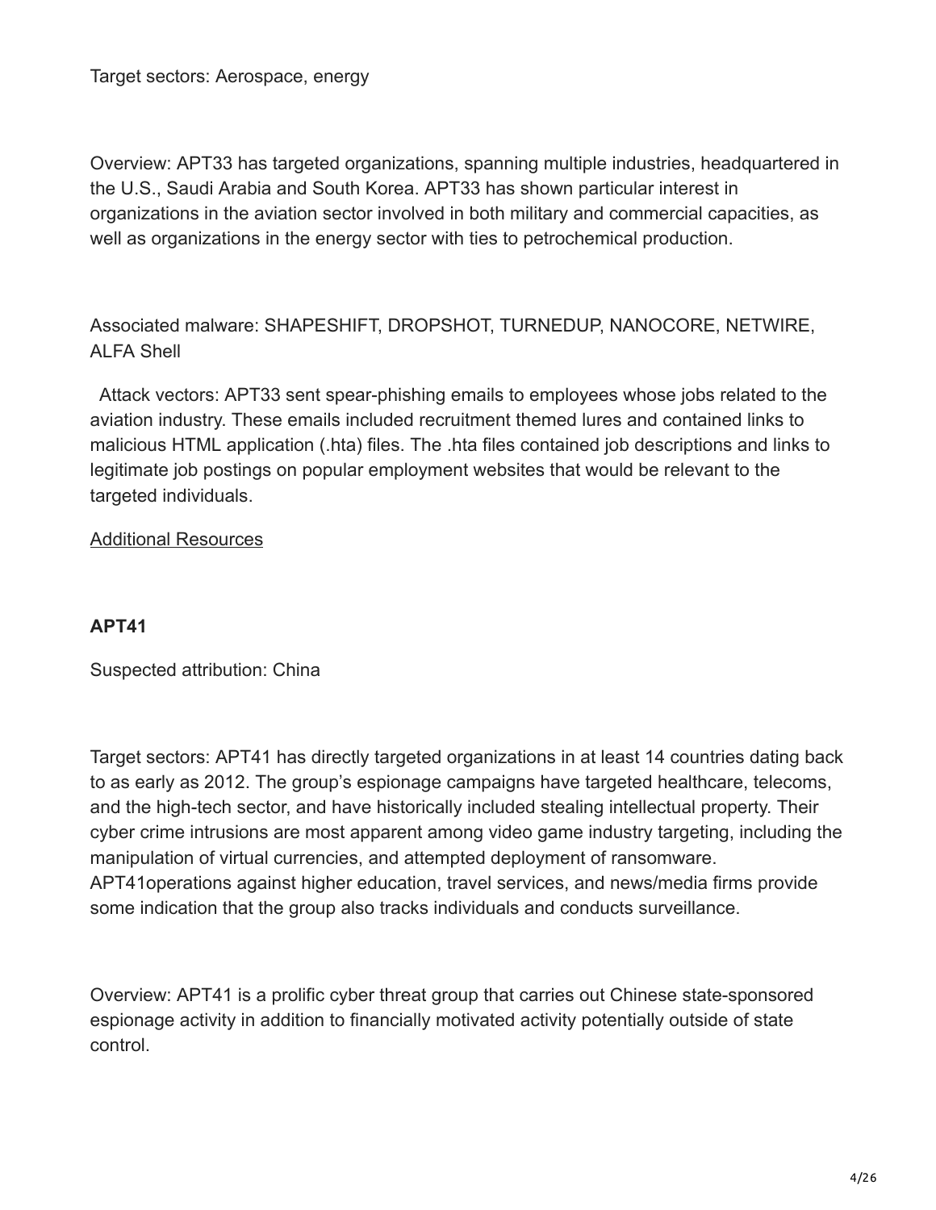Target sectors: Aerospace, energy

Overview: APT33 has targeted organizations, spanning multiple industries, headquartered in the U.S., Saudi Arabia and South Korea. APT33 has shown particular interest in organizations in the aviation sector involved in both military and commercial capacities, as well as organizations in the energy sector with ties to petrochemical production.

Associated malware: SHAPESHIFT, DROPSHOT, TURNEDUP, NANOCORE, NETWIRE, ALFA Shell

Attack vectors: APT33 sent spear-phishing emails to employees whose jobs related to the aviation industry. These emails included recruitment themed lures and contained links to malicious HTML application (.hta) files. The .hta files contained job descriptions and links to legitimate job postings on popular employment websites that would be relevant to the targeted individuals.

Additional Resources

**APT41**

Suspected attribution: China

Target sectors: APT41 has directly targeted organizations in at least 14 countries dating back to as early as 2012. The group's espionage campaigns have targeted healthcare, telecoms, and the high-tech sector, and have historically included stealing intellectual property. Their cyber crime intrusions are most apparent among video game industry targeting, including the manipulation of virtual currencies, and attempted deployment of ransomware. APT41operations against higher education, travel services, and news/media firms provide some indication that the group also tracks individuals and conducts surveillance.

Overview: APT41 is a prolific cyber threat group that carries out Chinese state-sponsored espionage activity in addition to financially motivated activity potentially outside of state control.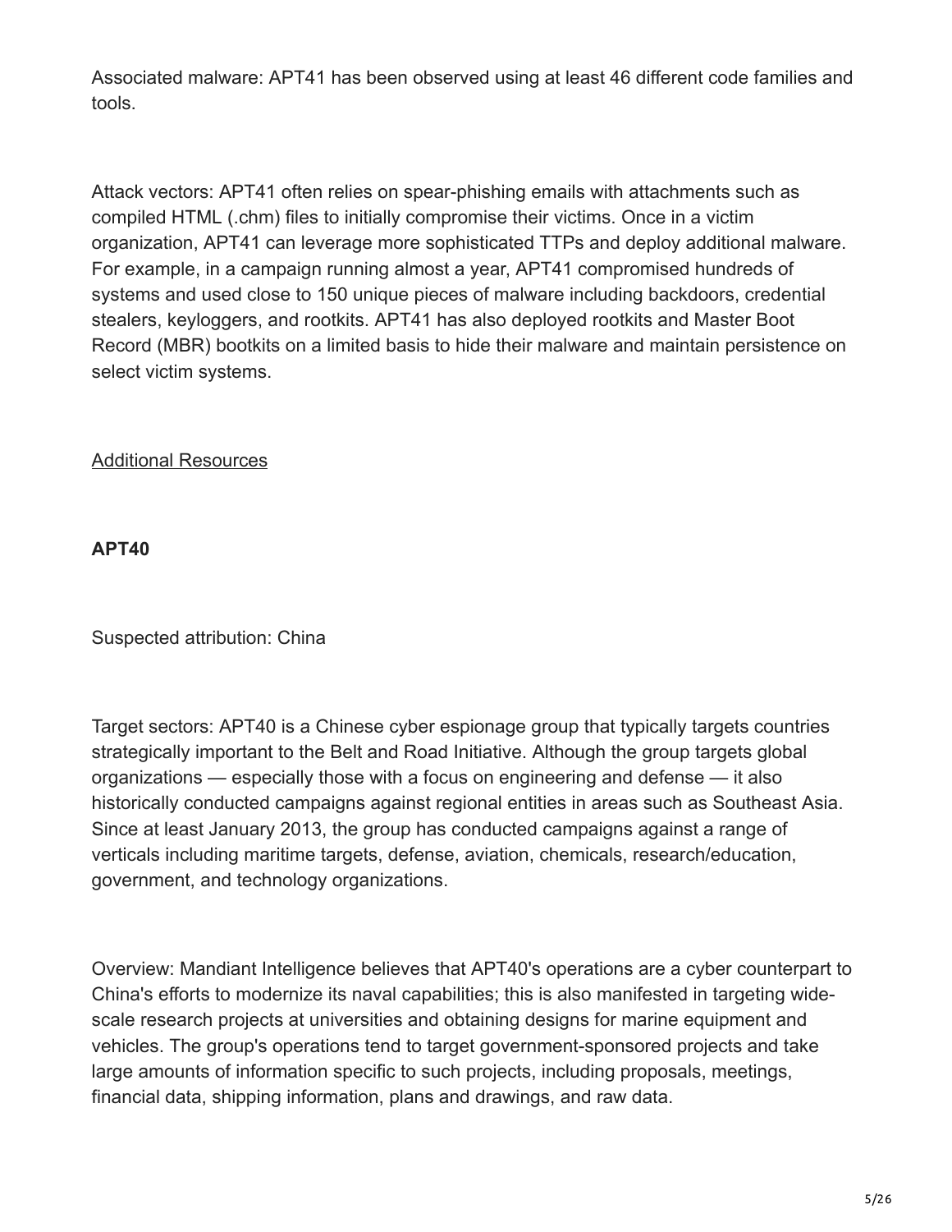Associated malware: APT41 has been observed using at least 46 different code families and tools.

Attack vectors: APT41 often relies on spear-phishing emails with attachments such as compiled HTML (.chm) files to initially compromise their victims. Once in a victim organization, APT41 can leverage more sophisticated TTPs and deploy additional malware. For example, in a campaign running almost a year, APT41 compromised hundreds of systems and used close to 150 unique pieces of malware including backdoors, credential stealers, keyloggers, and rootkits. APT41 has also deployed rootkits and Master Boot Record (MBR) bootkits on a limited basis to hide their malware and maintain persistence on select victim systems.

Additional Resources

**APT40**

Suspected attribution: China

Target sectors: APT40 is a Chinese cyber espionage group that typically targets countries strategically important to the Belt and Road Initiative. Although the group targets global organizations — especially those with a focus on engineering and defense — it also historically conducted campaigns against regional entities in areas such as Southeast Asia. Since at least January 2013, the group has conducted campaigns against a range of verticals including maritime targets, defense, aviation, chemicals, research/education, government, and technology organizations.

Overview: Mandiant Intelligence believes that APT40's operations are a cyber counterpart to China's efforts to modernize its naval capabilities; this is also manifested in targeting wide-scale research projects at universities and obtaining designs for marine equipment and vehicles. The group's operations tend to target government-sponsored projects and take large amounts of information specific to such projects, including proposals, meetings, financial data, shipping information, plans and drawings, and raw data.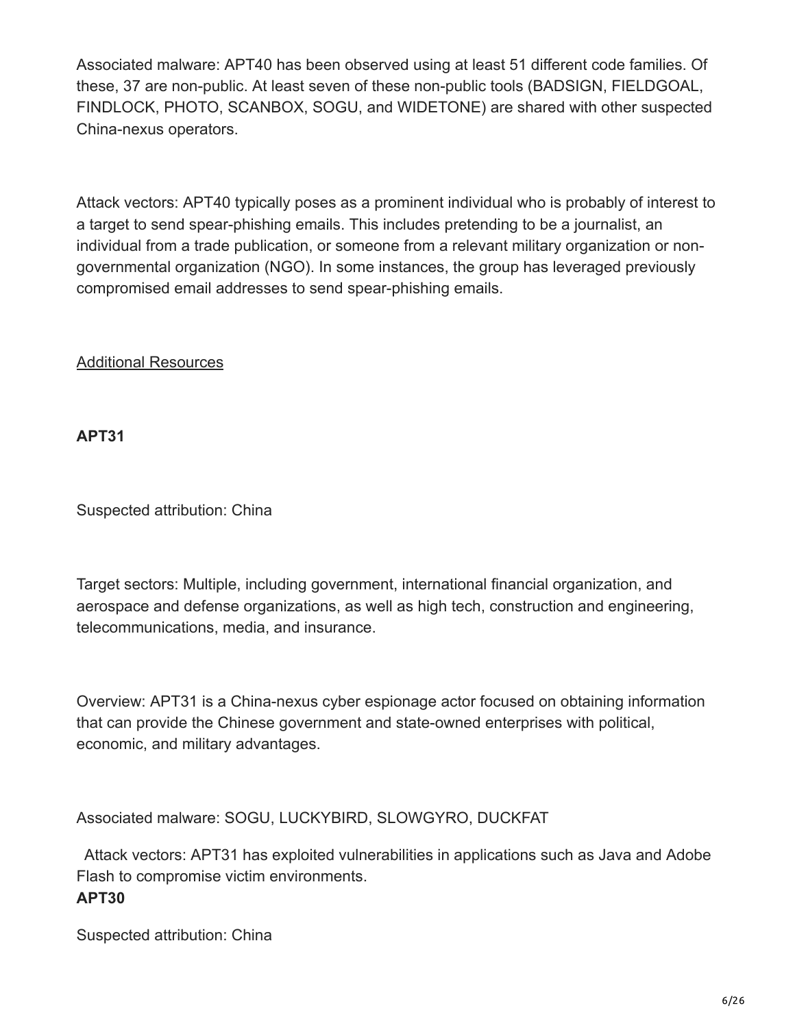Associated malware: APT40 has been observed using at least 51 different code families. Of these, 37 are non-public. At least seven of these non-public tools (BADSIGN, FIELDGOAL, FINDLOCK, PHOTO, SCANBOX, SOGU, and WIDETONE) are shared with other suspected China-nexus operators.

Attack vectors: APT40 typically poses as a prominent individual who is probably of interest to a target to send spear-phishing emails. This includes pretending to be a journalist, an individual from a trade publication, or someone from a relevant military organization or non-governmental organization (NGO). In some instances, the group has leveraged previously compromised email addresses to send spear-phishing emails.

Additional Resources

**APT31**

Suspected attribution: China

Target sectors: Multiple, including government, international financial organization, and aerospace and defense organizations, as well as high tech, construction and engineering, telecommunications, media, and insurance.

Overview: APT31 is a China-nexus cyber espionage actor focused on obtaining information that can provide the Chinese government and state-owned enterprises with political, economic, and military advantages.

Associated malware: SOGU, LUCKYBIRD, SLOWGYRO, DUCKFAT

Attack vectors: APT31 has exploited vulnerabilities in applications such as Java and Adobe Flash to compromise victim environments.

**APT30**

Suspected attribution: China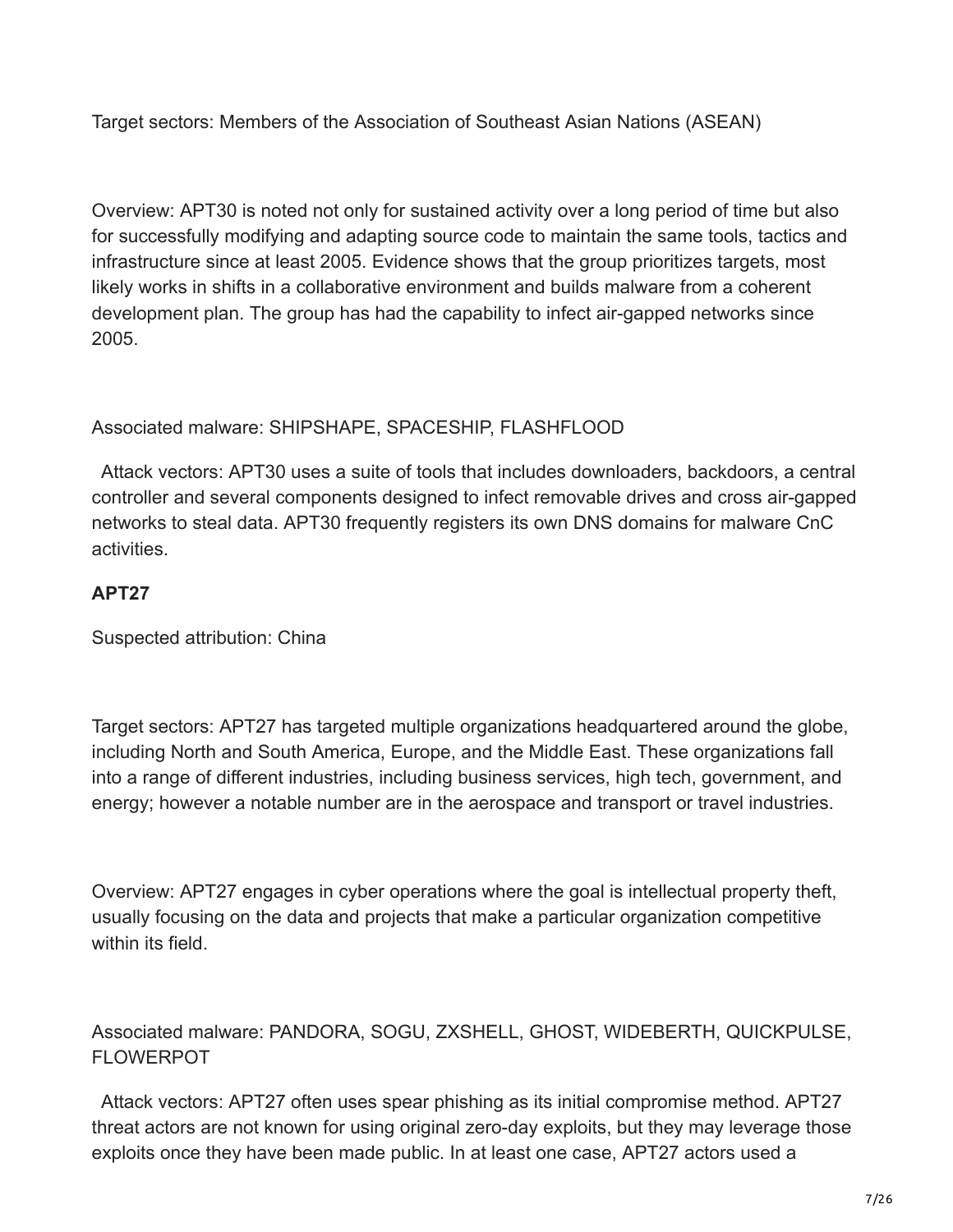Target sectors: Members of the Association of Southeast Asian Nations (ASEAN)

Overview: APT30 is noted not only for sustained activity over a long period of time but also for successfully modifying and adapting source code to maintain the same tools, tactics and infrastructure since at least 2005. Evidence shows that the group prioritizes targets, most likely works in shifts in a collaborative environment and builds malware from a coherent development plan. The group has had the capability to infect air-gapped networks since 2005.

Associated malware: SHIPSHAPE, SPACESHIP, FLASHFLOOD

Attack vectors: APT30 uses a suite of tools that includes downloaders, backdoors, a central controller and several components designed to infect removable drives and cross air-gapped networks to steal data. APT30 frequently registers its own DNS domains for malware CnC activities.

**APT27**

Suspected attribution: China

Target sectors: APT27 has targeted multiple organizations headquartered around the globe, including North and South America, Europe, and the Middle East. These organizations fall into a range of different industries, including business services, high tech, government, and energy; however a notable number are in the aerospace and transport or travel industries.

Overview: APT27 engages in cyber operations where the goal is intellectual property theft, usually focusing on the data and projects that make a particular organization competitive within its field.

Associated malware: PANDORA, SOGU, ZXSHELL, GHOST, WIDEBERTH, QUICKPULSE, FLOWERPOT

Attack vectors: APT27 often uses spear phishing as its initial compromise method. APT27 threat actors are not known for using original zero-day exploits, but they may leverage those exploits once they have been made public. In at least one case, APT27 actors used a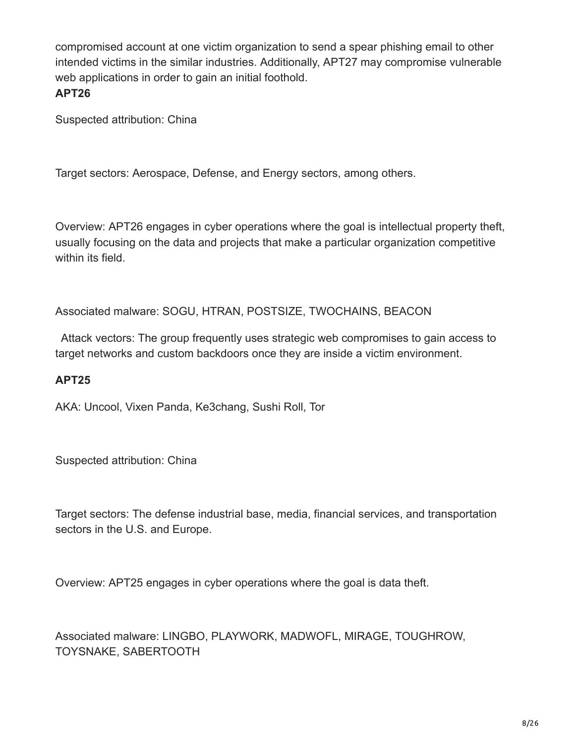compromised account at one victim organization to send a spear phishing email to other intended victims in the similar industries. Additionally, APT27 may compromise vulnerable web applications in order to gain an initial foothold.

**APT26**

Suspected attribution: China

Target sectors: Aerospace, Defense, and Energy sectors, among others.

Overview: APT26 engages in cyber operations where the goal is intellectual property theft, usually focusing on the data and projects that make a particular organization competitive within its field.

Associated malware: SOGU, HTRAN, POSTSIZE, TWOCHAINS, BEACON

Attack vectors: The group frequently uses strategic web compromises to gain access to target networks and custom backdoors once they are inside a victim environment.

**APT25**

AKA: Uncool, Vixen Panda, Ke3chang, Sushi Roll, Tor

Suspected attribution: China

Target sectors: The defense industrial base, media, financial services, and transportation sectors in the U.S. and Europe.

Overview: APT25 engages in cyber operations where the goal is data theft.

Associated malware: LINGBO, PLAYWORK, MADWOFL, MIRAGE, TOUGHROW, TOYSNAKE, SABERTOOTH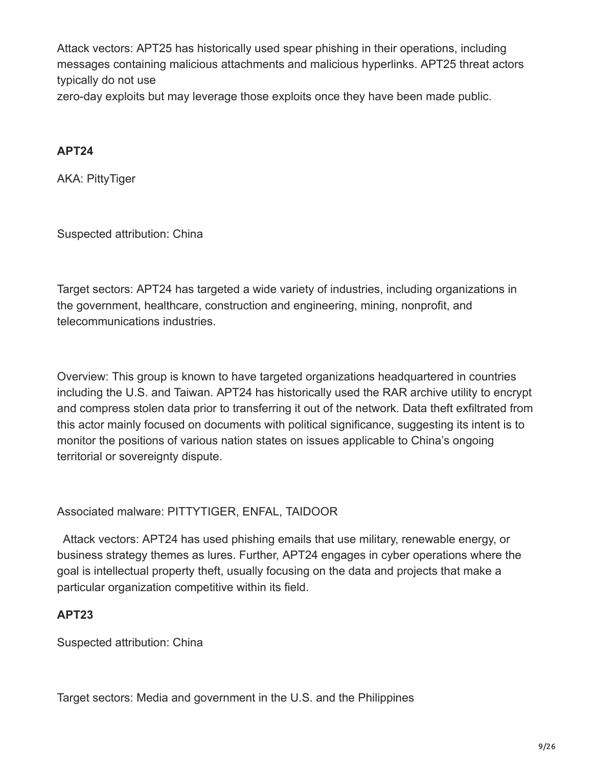Attack vectors: APT25 has historically used spear phishing in their operations, including messages containing malicious attachments and malicious hyperlinks. APT25 threat actors typically do not use zero-day exploits but may leverage those exploits once they have been made public.

**APT24**

AKA: PittyTiger

Suspected attribution: China

Target sectors: APT24 has targeted a wide variety of industries, including organizations in the government, healthcare, construction and engineering, mining, nonprofit, and telecommunications industries.

Overview: This group is known to have targeted organizations headquartered in countries including the U.S. and Taiwan. APT24 has historically used the RAR archive utility to encrypt and compress stolen data prior to transferring it out of the network. Data theft exfiltrated from this actor mainly focused on documents with political significance, suggesting its intent is to monitor the positions of various nation states on issues applicable to China's ongoing territorial or sovereignty dispute.

Associated malware: PITTYTIGER, ENFAL, TAIDOOR

Attack vectors: APT24 has used phishing emails that use military, renewable energy, or business strategy themes as lures. Further, APT24 engages in cyber operations where the goal is intellectual property theft, usually focusing on the data and projects that make a particular organization competitive within its field.

**APT23**

Suspected attribution: China

Target sectors: Media and government in the U.S. and the Philippines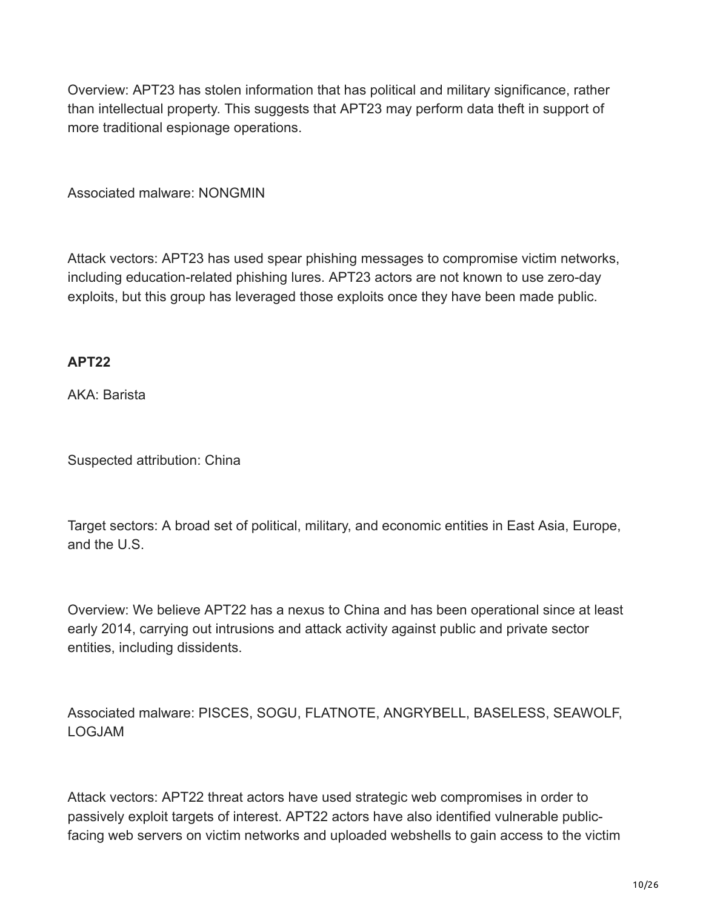Overview: APT23 has stolen information that has political and military significance, rather than intellectual property. This suggests that APT23 may perform data theft in support of more traditional espionage operations.

Associated malware: NONGMIN

Attack vectors: APT23 has used spear phishing messages to compromise victim networks, including education-related phishing lures. APT23 actors are not known to use zero-day exploits, but this group has leveraged those exploits once they have been made public.

**APT22**

AKA: Barista

Suspected attribution: China

Target sectors: A broad set of political, military, and economic entities in East Asia, Europe, and the U.S.

Overview: We believe APT22 has a nexus to China and has been operational since at least early 2014, carrying out intrusions and attack activity against public and private sector entities, including dissidents.

Associated malware: PISCES, SOGU, FLATNOTE, ANGRYBELL, BASELESS, SEAWOLF, LOGJAM

Attack vectors: APT22 threat actors have used strategic web compromises in order to passively exploit targets of interest. APT22 actors have also identified vulnerable public-facing web servers on victim networks and uploaded webshells to gain access to the victim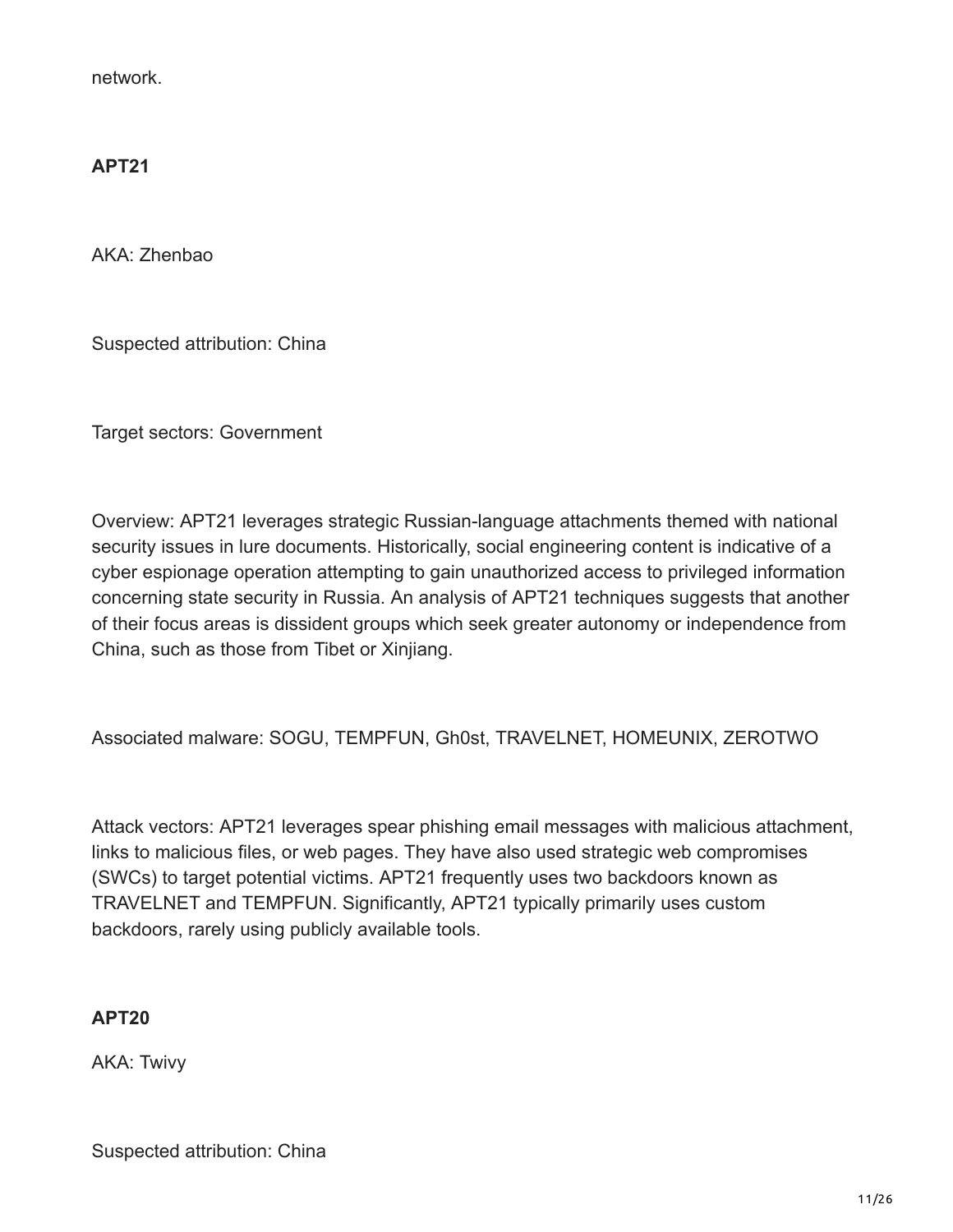network.

**APT21**

AKA: Zhenbao

Suspected attribution: China

Target sectors: Government

Overview: APT21 leverages strategic Russian-language attachments themed with national security issues in lure documents. Historically, social engineering content is indicative of a cyber espionage operation attempting to gain unauthorized access to privileged information concerning state security in Russia. An analysis of APT21 techniques suggests that another of their focus areas is dissident groups which seek greater autonomy or independence from China, such as those from Tibet or Xinjiang.

Associated malware: SOGU, TEMPFUN, Gh0st, TRAVELNET, HOMEUNIX, ZEROTWO

Attack vectors: APT21 leverages spear phishing email messages with malicious attachment, links to malicious files, or web pages. They have also used strategic web compromises (SWCs) to target potential victims. APT21 frequently uses two backdoors known as TRAVELNET and TEMPFUN. Significantly, APT21 typically primarily uses custom backdoors, rarely using publicly available tools.

**APT20**

AKA: Twivy

Suspected attribution: China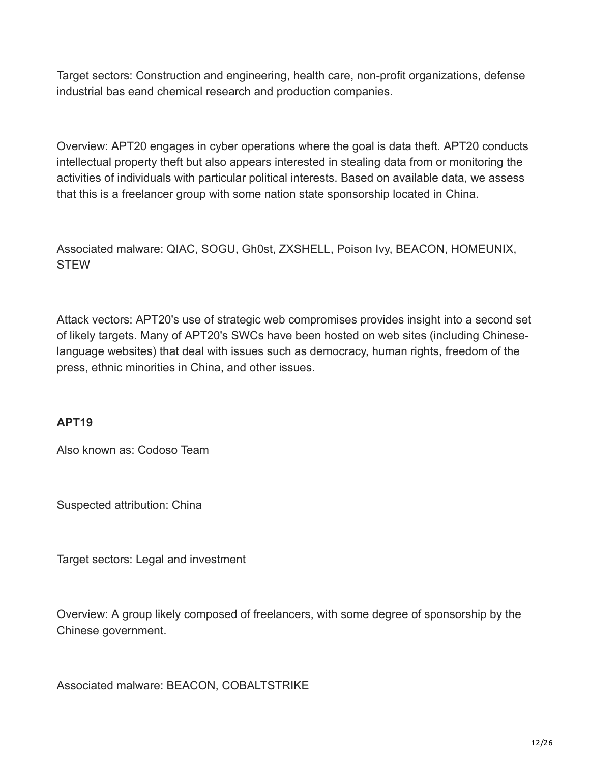Target sectors: Construction and engineering, health care, non-profit organizations, defense industrial bas eand chemical research and production companies.

Overview: APT20 engages in cyber operations where the goal is data theft. APT20 conducts intellectual property theft but also appears interested in stealing data from or monitoring the activities of individuals with particular political interests. Based on available data, we assess that this is a freelancer group with some nation state sponsorship located in China.

Associated malware: QIAC, SOGU, Gh0st, ZXSHELL, Poison Ivy, BEACON, HOMEUNIX, STEW

Attack vectors: APT20's use of strategic web compromises provides insight into a second set of likely targets. Many of APT20's SWCs have been hosted on web sites (including Chinese-language websites) that deal with issues such as democracy, human rights, freedom of the press, ethnic minorities in China, and other issues.

**APT19**

Also known as: Codoso Team

Suspected attribution: China

Target sectors: Legal and investment

Overview: A group likely composed of freelancers, with some degree of sponsorship by the Chinese government.

Associated malware: BEACON, COBALTSTRIKE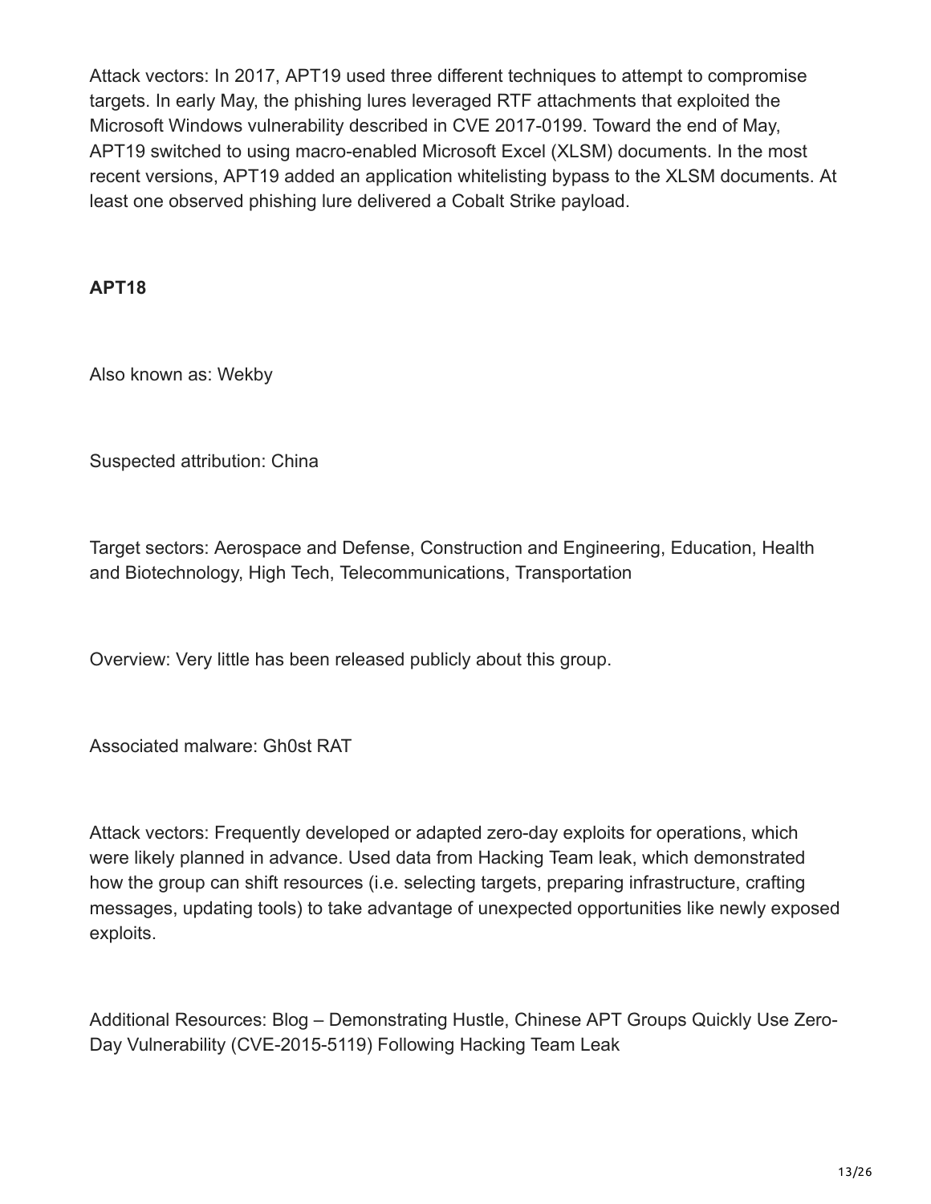Attack vectors: In 2017, APT19 used three different techniques to attempt to compromise targets. In early May, the phishing lures leveraged RTF attachments that exploited the Microsoft Windows vulnerability described in CVE 2017-0199. Toward the end of May, APT19 switched to using macro-enabled Microsoft Excel (XLSM) documents. In the most recent versions, APT19 added an application whitelisting bypass to the XLSM documents. At least one observed phishing lure delivered a Cobalt Strike payload.

**APT18**

Also known as: Wekby

Suspected attribution: China

Target sectors: Aerospace and Defense, Construction and Engineering, Education, Health and Biotechnology, High Tech, Telecommunications, Transportation

Overview: Very little has been released publicly about this group.

Associated malware: Gh0st RAT

Attack vectors: Frequently developed or adapted zero-day exploits for operations, which were likely planned in advance. Used data from Hacking Team leak, which demonstrated how the group can shift resources (i.e. selecting targets, preparing infrastructure, crafting messages, updating tools) to take advantage of unexpected opportunities like newly exposed exploits.

Additional Resources: Blog – Demonstrating Hustle, Chinese APT Groups Quickly Use Zero-Day Vulnerability (CVE-2015-5119) Following Hacking Team Leak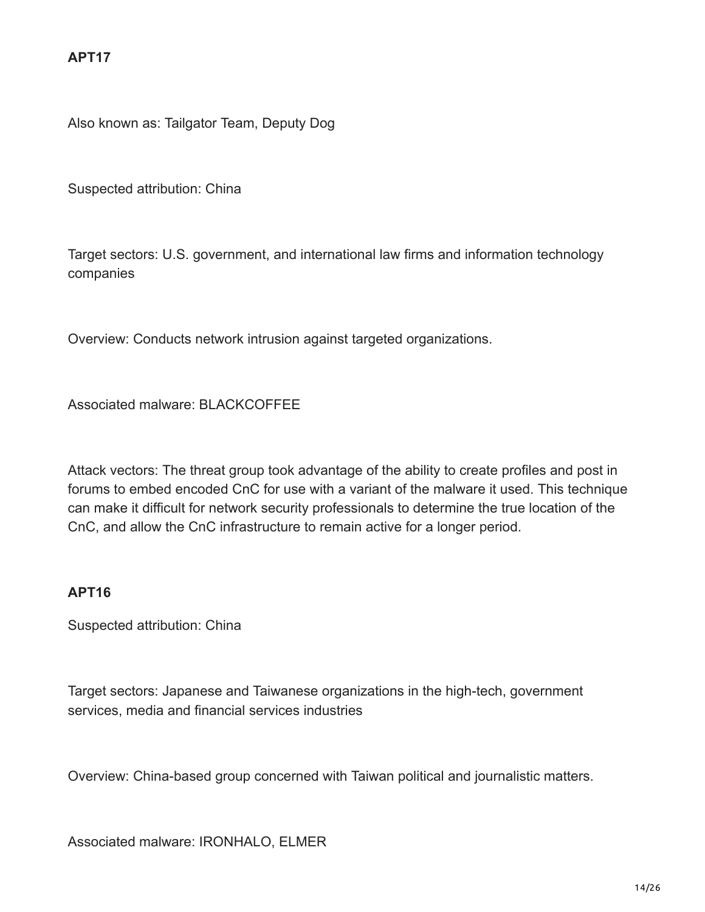**APT17**

Also known as: Tailgator Team, Deputy Dog

Suspected attribution: China

Target sectors: U.S. government, and international law firms and information technology companies

Overview: Conducts network intrusion against targeted organizations.

Associated malware: BLACKCOFFEE

Attack vectors: The threat group took advantage of the ability to create profiles and post in forums to embed encoded CnC for use with a variant of the malware it used. This technique can make it difficult for network security professionals to determine the true location of the CnC, and allow the CnC infrastructure to remain active for a longer period.

**APT16**

Suspected attribution: China

Target sectors: Japanese and Taiwanese organizations in the high-tech, government services, media and financial services industries

Overview: China-based group concerned with Taiwan political and journalistic matters.

Associated malware: IRONHALO, ELMER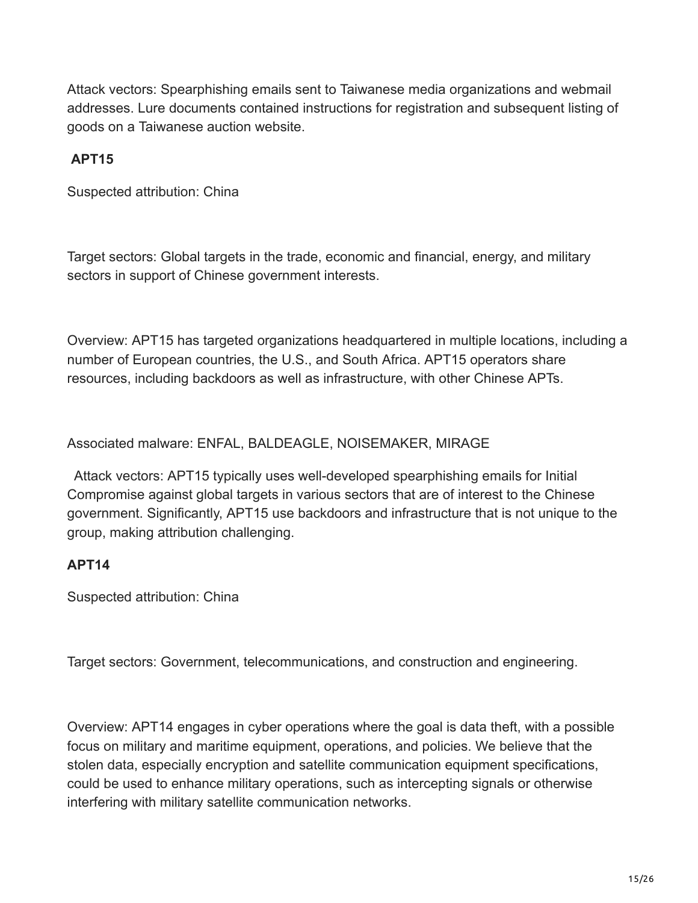Attack vectors: Spearphishing emails sent to Taiwanese media organizations and webmail addresses. Lure documents contained instructions for registration and subsequent listing of goods on a Taiwanese auction website.

**APT15**

Suspected attribution: China

Target sectors: Global targets in the trade, economic and financial, energy, and military sectors in support of Chinese government interests.

Overview: APT15 has targeted organizations headquartered in multiple locations, including a number of European countries, the U.S., and South Africa. APT15 operators share resources, including backdoors as well as infrastructure, with other Chinese APTs.

Associated malware: ENFAL, BALDEAGLE, NOISEMAKER, MIRAGE

Attack vectors: APT15 typically uses well-developed spearphishing emails for Initial Compromise against global targets in various sectors that are of interest to the Chinese government. Significantly, APT15 use backdoors and infrastructure that is not unique to the group, making attribution challenging.

**APT14**

Suspected attribution: China

Target sectors: Government, telecommunications, and construction and engineering.

Overview: APT14 engages in cyber operations where the goal is data theft, with a possible focus on military and maritime equipment, operations, and policies. We believe that the stolen data, especially encryption and satellite communication equipment specifications, could be used to enhance military operations, such as intercepting signals or otherwise interfering with military satellite communication networks.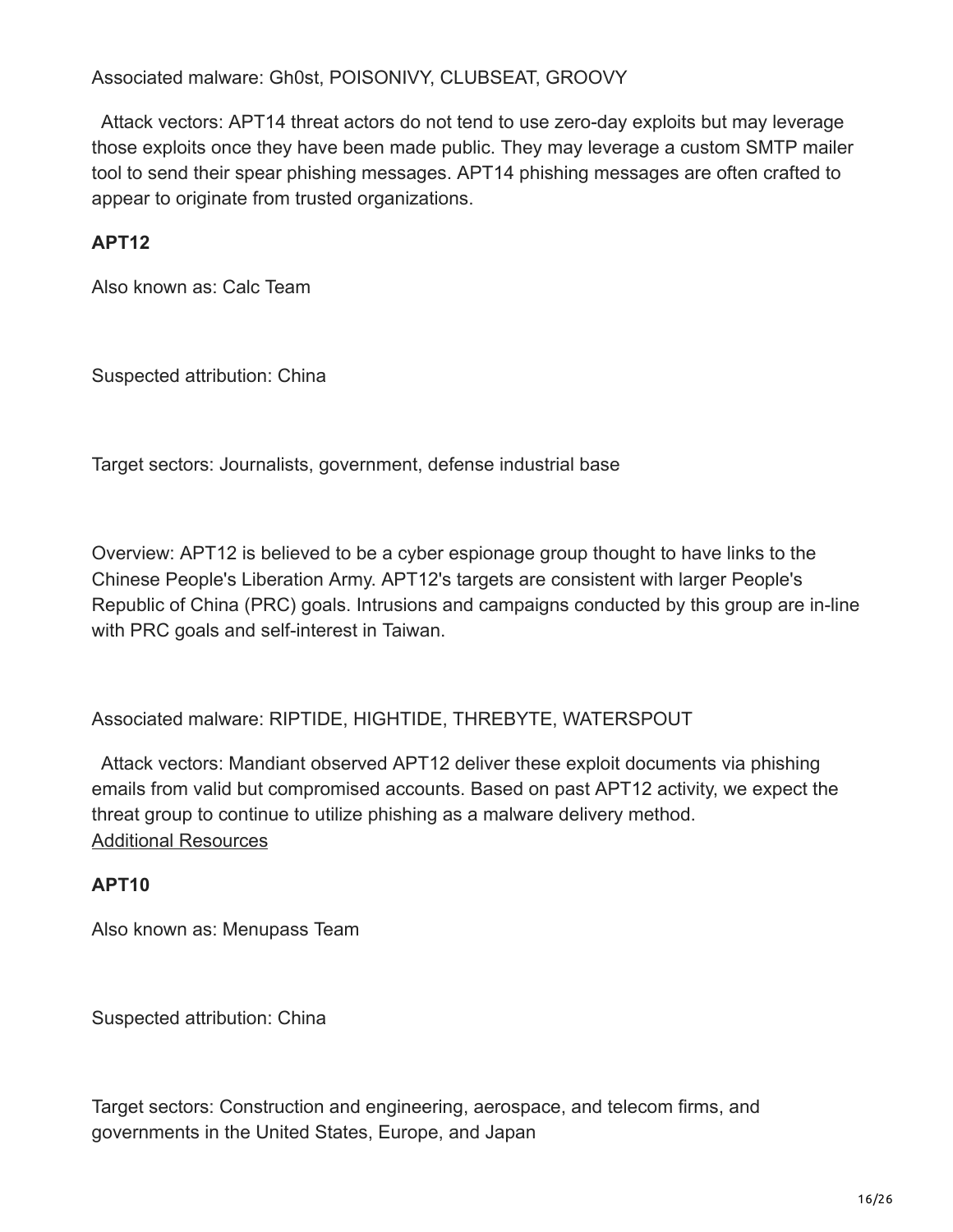Associated malware: Gh0st, POISONIVY, CLUBSEAT, GROOVY

Attack vectors: APT14 threat actors do not tend to use zero-day exploits but may leverage those exploits once they have been made public. They may leverage a custom SMTP mailer tool to send their spear phishing messages. APT14 phishing messages are often crafted to appear to originate from trusted organizations.

**APT12**

Also known as: Calc Team

Suspected attribution: China

Target sectors: Journalists, government, defense industrial base

Overview: APT12 is believed to be a cyber espionage group thought to have links to the Chinese People's Liberation Army. APT12's targets are consistent with larger People's Republic of China (PRC) goals. Intrusions and campaigns conducted by this group are in-line with PRC goals and self-interest in Taiwan.

Associated malware: RIPTIDE, HIGHTIDE, THREBYTE, WATERSPOUT

Attack vectors: Mandiant observed APT12 deliver these exploit documents via phishing emails from valid but compromised accounts. Based on past APT12 activity, we expect the threat group to continue to utilize phishing as a malware delivery method.
Additional Resources

**APT10**

Also known as: Menupass Team

Suspected attribution: China

Target sectors: Construction and engineering, aerospace, and telecom firms, and governments in the United States, Europe, and Japan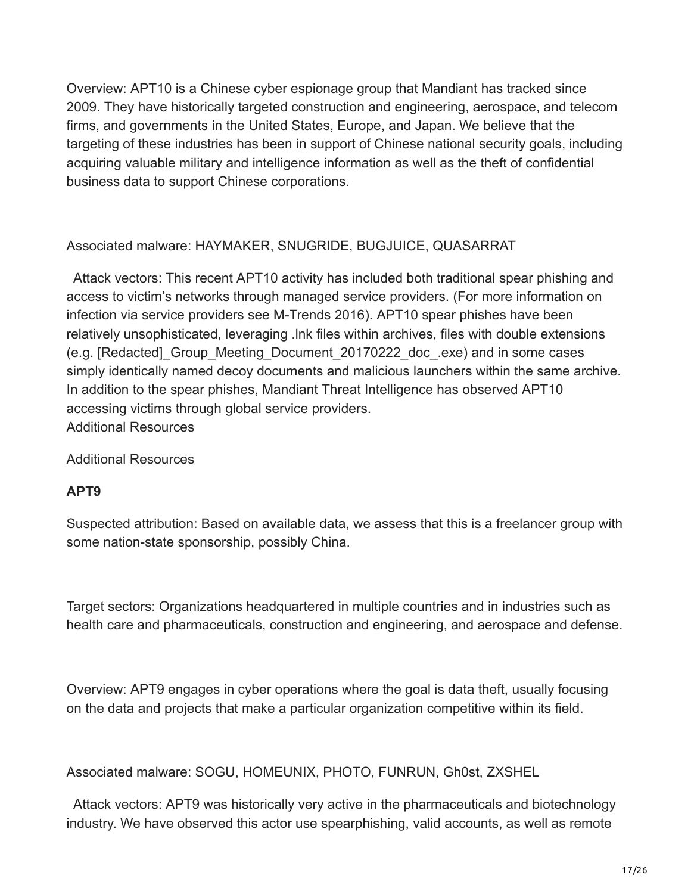Overview: APT10 is a Chinese cyber espionage group that Mandiant has tracked since 2009. They have historically targeted construction and engineering, aerospace, and telecom firms, and governments in the United States, Europe, and Japan. We believe that the targeting of these industries has been in support of Chinese national security goals, including acquiring valuable military and intelligence information as well as the theft of confidential business data to support Chinese corporations.

Associated malware: HAYMAKER, SNUGRIDE, BUGJUICE, QUASARRAT

Attack vectors: This recent APT10 activity has included both traditional spear phishing and access to victim's networks through managed service providers. (For more information on infection via service providers see M-Trends 2016). APT10 spear phishes have been relatively unsophisticated, leveraging .lnk files within archives, files with double extensions (e.g. [Redacted]_Group_Meeting_Document_20170222_doc_.exe) and in some cases simply identically named decoy documents and malicious launchers within the same archive. In addition to the spear phishes, Mandiant Threat Intelligence has observed APT10 accessing victims through global service providers.
Additional Resources

Additional Resources

**APT9**

Suspected attribution: Based on available data, we assess that this is a freelancer group with some nation-state sponsorship, possibly China.

Target sectors: Organizations headquartered in multiple countries and in industries such as health care and pharmaceuticals, construction and engineering, and aerospace and defense.

Overview: APT9 engages in cyber operations where the goal is data theft, usually focusing on the data and projects that make a particular organization competitive within its field.

Associated malware: SOGU, HOMEUNIX, PHOTO, FUNRUN, Gh0st, ZXSHEL

Attack vectors: APT9 was historically very active in the pharmaceuticals and biotechnology industry. We have observed this actor use spearphishing, valid accounts, as well as remote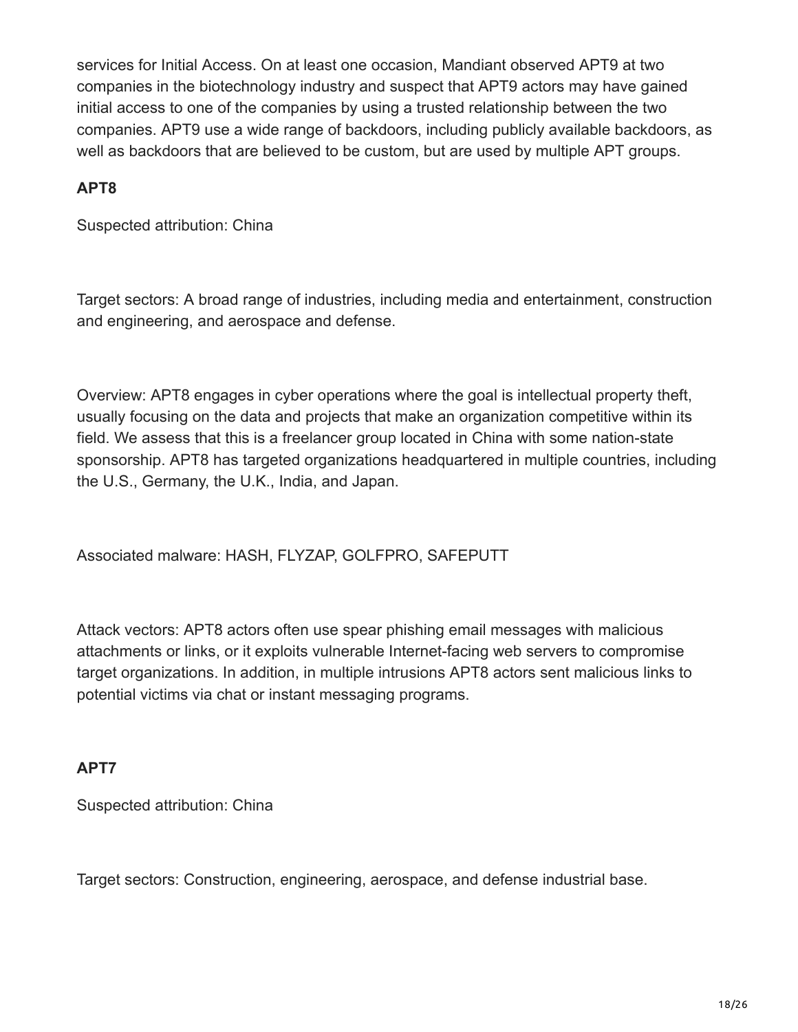services for Initial Access. On at least one occasion, Mandiant observed APT9 at two companies in the biotechnology industry and suspect that APT9 actors may have gained initial access to one of the companies by using a trusted relationship between the two companies. APT9 use a wide range of backdoors, including publicly available backdoors, as well as backdoors that are believed to be custom, but are used by multiple APT groups.

**APT8**

Suspected attribution: China

Target sectors: A broad range of industries, including media and entertainment, construction and engineering, and aerospace and defense.

Overview: APT8 engages in cyber operations where the goal is intellectual property theft, usually focusing on the data and projects that make an organization competitive within its field. We assess that this is a freelancer group located in China with some nation-state sponsorship. APT8 has targeted organizations headquartered in multiple countries, including the U.S., Germany, the U.K., India, and Japan.

Associated malware: HASH, FLYZAP, GOLFPRO, SAFEPUTT

Attack vectors: APT8 actors often use spear phishing email messages with malicious attachments or links, or it exploits vulnerable Internet-facing web servers to compromise target organizations. In addition, in multiple intrusions APT8 actors sent malicious links to potential victims via chat or instant messaging programs.

**APT7**

Suspected attribution: China

Target sectors: Construction, engineering, aerospace, and defense industrial base.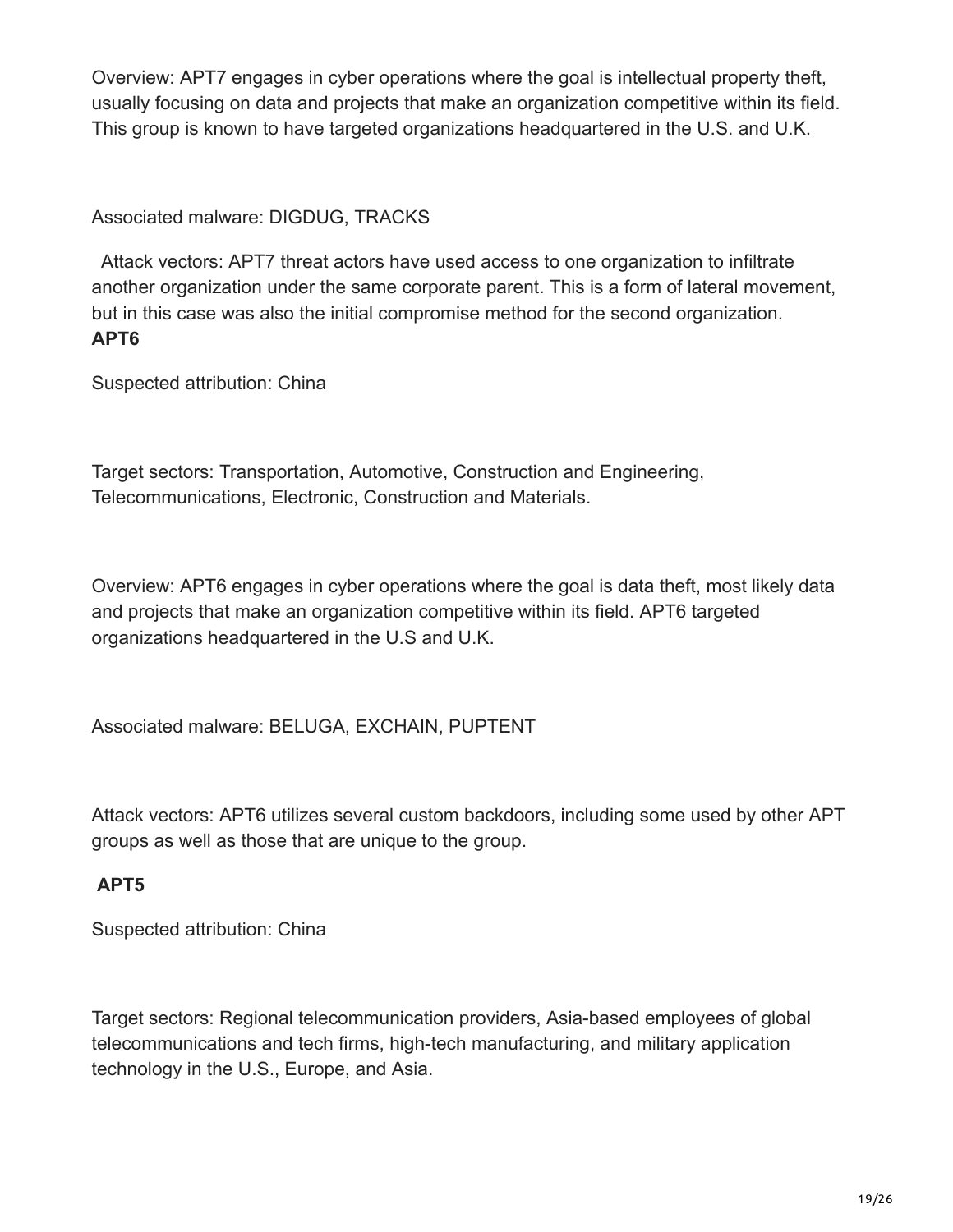Overview: APT7 engages in cyber operations where the goal is intellectual property theft, usually focusing on data and projects that make an organization competitive within its field. This group is known to have targeted organizations headquartered in the U.S. and U.K.

Associated malware: DIGDUG, TRACKS

Attack vectors: APT7 threat actors have used access to one organization to infiltrate another organization under the same corporate parent. This is a form of lateral movement, but in this case was also the initial compromise method for the second organization.

**APT6**

Suspected attribution: China

Target sectors: Transportation, Automotive, Construction and Engineering, Telecommunications, Electronic, Construction and Materials.

Overview: APT6 engages in cyber operations where the goal is data theft, most likely data and projects that make an organization competitive within its field. APT6 targeted organizations headquartered in the U.S and U.K.

Associated malware: BELUGA, EXCHAIN, PUPTENT

Attack vectors: APT6 utilizes several custom backdoors, including some used by other APT groups as well as those that are unique to the group.

**APT5**

Suspected attribution: China

Target sectors: Regional telecommunication providers, Asia-based employees of global telecommunications and tech firms, high-tech manufacturing, and military application technology in the U.S., Europe, and Asia.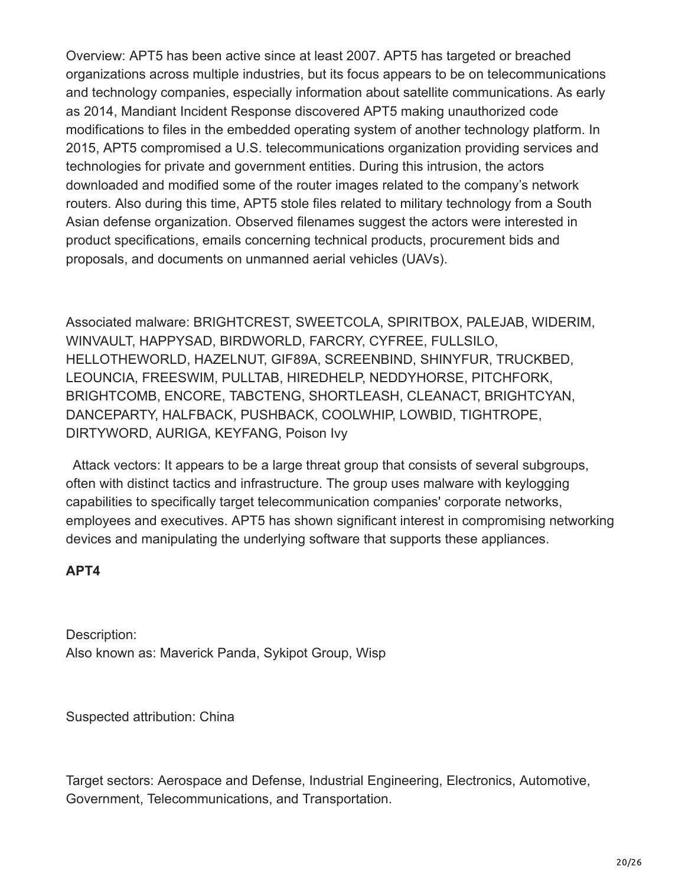Overview: APT5 has been active since at least 2007. APT5 has targeted or breached organizations across multiple industries, but its focus appears to be on telecommunications and technology companies, especially information about satellite communications. As early as 2014, Mandiant Incident Response discovered APT5 making unauthorized code modifications to files in the embedded operating system of another technology platform. In 2015, APT5 compromised a U.S. telecommunications organization providing services and technologies for private and government entities. During this intrusion, the actors downloaded and modified some of the router images related to the company's network routers. Also during this time, APT5 stole files related to military technology from a South Asian defense organization. Observed filenames suggest the actors were interested in product specifications, emails concerning technical products, procurement bids and proposals, and documents on unmanned aerial vehicles (UAVs).

Associated malware: BRIGHTCREST, SWEETCOLA, SPIRITBOX, PALEJAB, WIDERIM, WINVAULT, HAPPYSAD, BIRDWORLD, FARCRY, CYFREE, FULLSILO, HELLOTHEWORLD, HAZELNUT, GIF89A, SCREENBIND, SHINYFUR, TRUCKBED, LEOUNCIA, FREESWIM, PULLTAB, HIREDHELP, NEDDYHORSE, PITCHFORK, BRIGHTCOMB, ENCORE, TABCTENG, SHORTLEASH, CLEANACT, BRIGHTCYAN, DANCEPARTY, HALFBACK, PUSHBACK, COOLWHIP, LOWBID, TIGHTROPE, DIRTYWORD, AURIGA, KEYFANG, Poison Ivy

Attack vectors: It appears to be a large threat group that consists of several subgroups, often with distinct tactics and infrastructure. The group uses malware with keylogging capabilities to specifically target telecommunication companies' corporate networks, employees and executives. APT5 has shown significant interest in compromising networking devices and manipulating the underlying software that supports these appliances.

**APT4**

Description:
Also known as: Maverick Panda, Sykipot Group, Wisp

Suspected attribution: China

Target sectors: Aerospace and Defense, Industrial Engineering, Electronics, Automotive, Government, Telecommunications, and Transportation.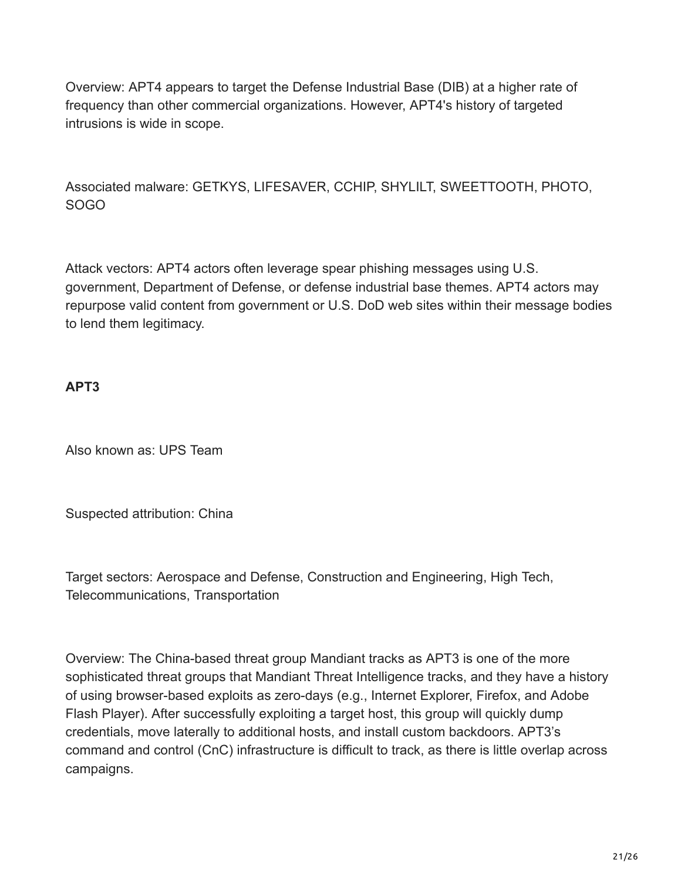Overview: APT4 appears to target the Defense Industrial Base (DIB) at a higher rate of frequency than other commercial organizations. However, APT4's history of targeted intrusions is wide in scope.

Associated malware: GETKYS, LIFESAVER, CCHIP, SHYLILT, SWEETTOOTH, PHOTO, SOGO

Attack vectors: APT4 actors often leverage spear phishing messages using U.S. government, Department of Defense, or defense industrial base themes. APT4 actors may repurpose valid content from government or U.S. DoD web sites within their message bodies to lend them legitimacy.

**APT3**

Also known as: UPS Team

Suspected attribution: China

Target sectors: Aerospace and Defense, Construction and Engineering, High Tech, Telecommunications, Transportation

Overview: The China-based threat group Mandiant tracks as APT3 is one of the more sophisticated threat groups that Mandiant Threat Intelligence tracks, and they have a history of using browser-based exploits as zero-days (e.g., Internet Explorer, Firefox, and Adobe Flash Player). After successfully exploiting a target host, this group will quickly dump credentials, move laterally to additional hosts, and install custom backdoors. APT3's command and control (CnC) infrastructure is difficult to track, as there is little overlap across campaigns.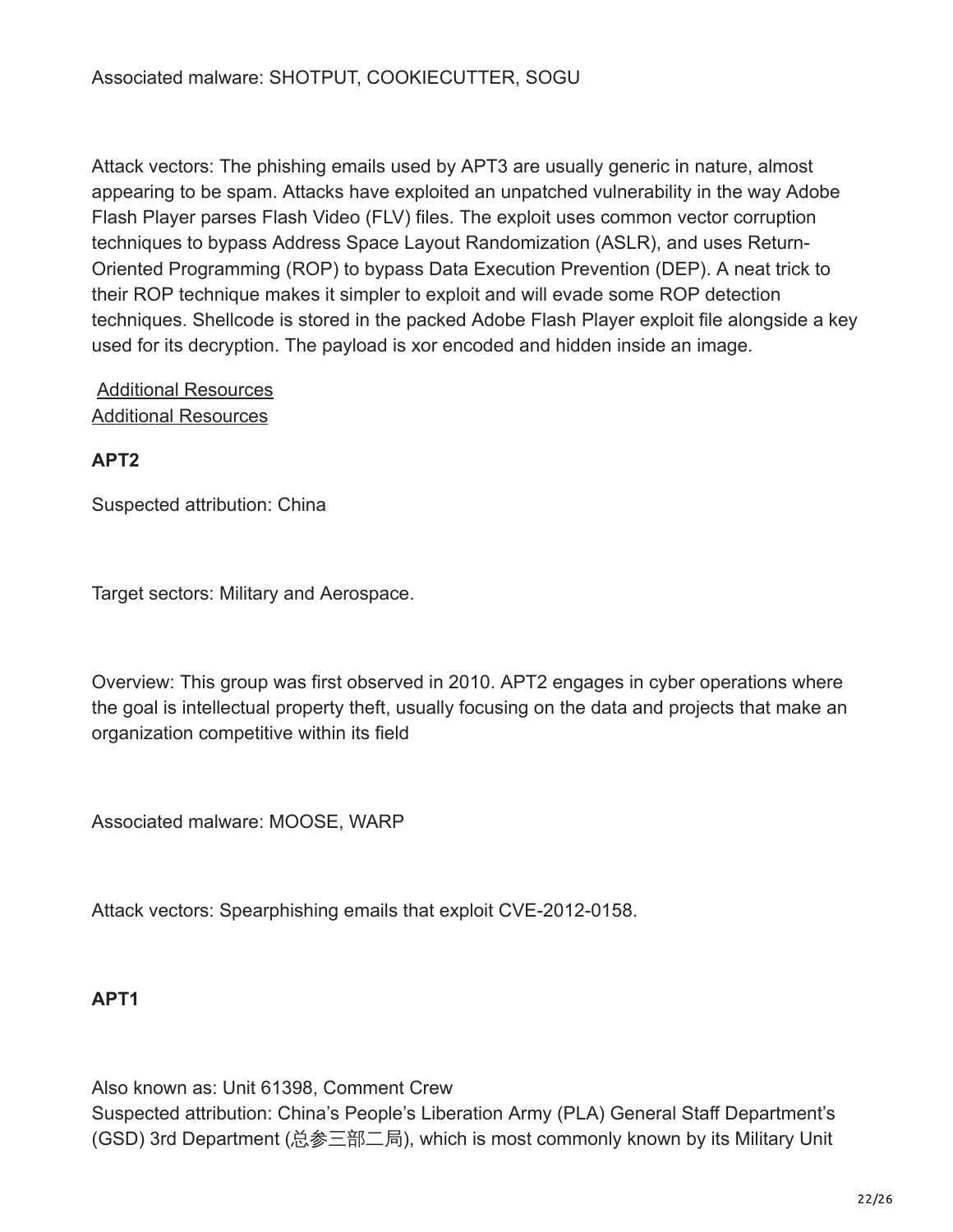Associated malware: SHOTPUT, COOKIECUTTER, SOGU

Attack vectors: The phishing emails used by APT3 are usually generic in nature, almost appearing to be spam. Attacks have exploited an unpatched vulnerability in the way Adobe Flash Player parses Flash Video (FLV) files. The exploit uses common vector corruption techniques to bypass Address Space Layout Randomization (ASLR), and uses Return-Oriented Programming (ROP) to bypass Data Execution Prevention (DEP). A neat trick to their ROP technique makes it simpler to exploit and will evade some ROP detection techniques. Shellcode is stored in the packed Adobe Flash Player exploit file alongside a key used for its decryption. The payload is xor encoded and hidden inside an image.

Additional Resources
Additional Resources

**APT2**

Suspected attribution: China

Target sectors: Military and Aerospace.

Overview: This group was first observed in 2010. APT2 engages in cyber operations where the goal is intellectual property theft, usually focusing on the data and projects that make an organization competitive within its field

Associated malware: MOOSE, WARP

Attack vectors: Spearphishing emails that exploit CVE-2012-0158.

**APT1**

Also known as: Unit 61398, Comment Crew
Suspected attribution: China's People's Liberation Army (PLA) General Staff Department's (GSD) 3rd Department (总参三部二局), which is most commonly known by its Military Unit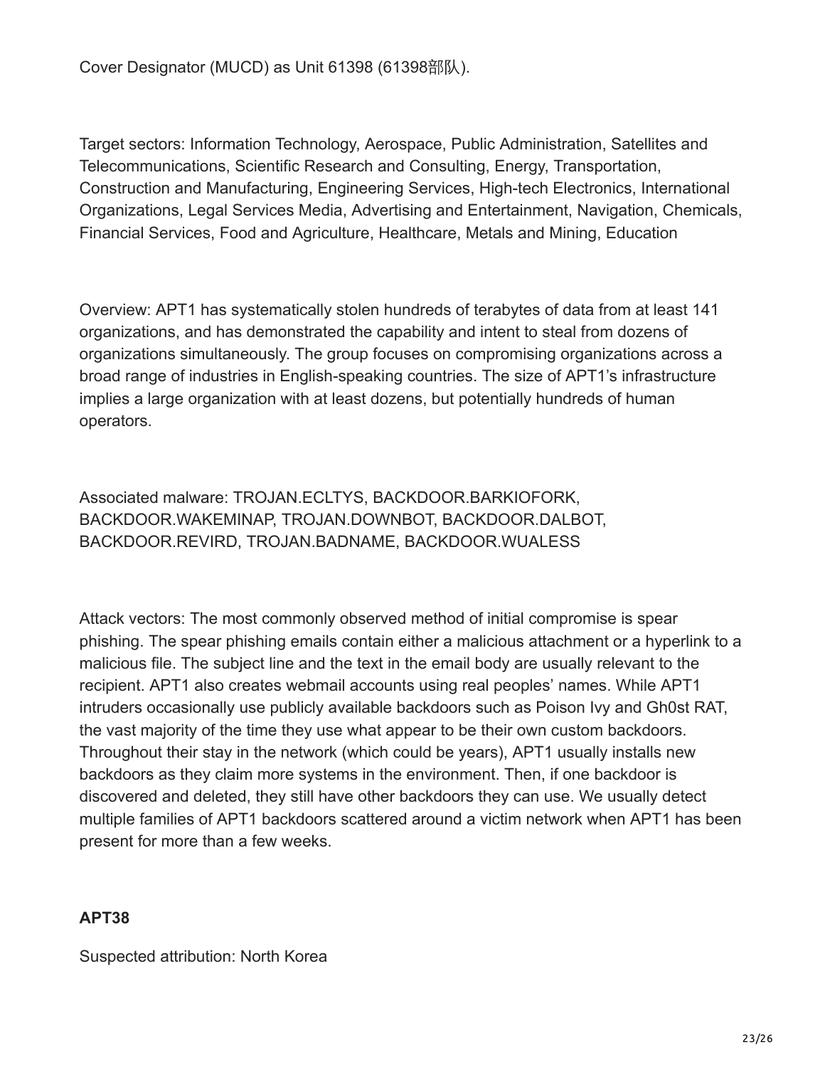Cover Designator (MUCD) as Unit 61398 (61398部队).

Target sectors: Information Technology, Aerospace, Public Administration, Satellites and Telecommunications, Scientific Research and Consulting, Energy, Transportation, Construction and Manufacturing, Engineering Services, High-tech Electronics, International Organizations, Legal Services Media, Advertising and Entertainment, Navigation, Chemicals, Financial Services, Food and Agriculture, Healthcare, Metals and Mining, Education

Overview: APT1 has systematically stolen hundreds of terabytes of data from at least 141 organizations, and has demonstrated the capability and intent to steal from dozens of organizations simultaneously. The group focuses on compromising organizations across a broad range of industries in English-speaking countries. The size of APT1's infrastructure implies a large organization with at least dozens, but potentially hundreds of human operators.

Associated malware: TROJAN.ECLTYS, BACKDOOR.BARKIOFORK, BACKDOOR.WAKEMINAP, TROJAN.DOWNBOT, BACKDOOR.DALBOT, BACKDOOR.REVIRD, TROJAN.BADNAME, BACKDOOR.WUALESS

Attack vectors: The most commonly observed method of initial compromise is spear phishing. The spear phishing emails contain either a malicious attachment or a hyperlink to a malicious file. The subject line and the text in the email body are usually relevant to the recipient. APT1 also creates webmail accounts using real peoples' names. While APT1 intruders occasionally use publicly available backdoors such as Poison Ivy and Gh0st RAT, the vast majority of the time they use what appear to be their own custom backdoors. Throughout their stay in the network (which could be years), APT1 usually installs new backdoors as they claim more systems in the environment. Then, if one backdoor is discovered and deleted, they still have other backdoors they can use. We usually detect multiple families of APT1 backdoors scattered around a victim network when APT1 has been present for more than a few weeks.

**APT38**

Suspected attribution: North Korea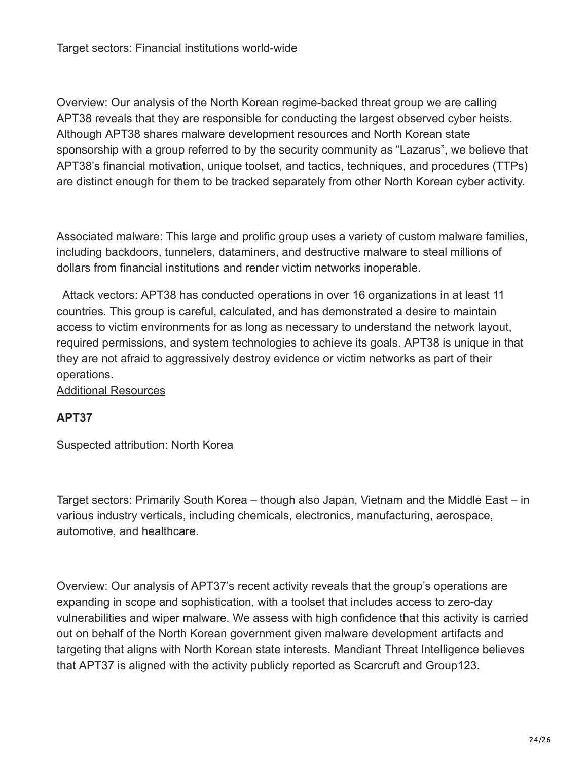Target sectors: Financial institutions world-wide

Overview: Our analysis of the North Korean regime-backed threat group we are calling APT38 reveals that they are responsible for conducting the largest observed cyber heists. Although APT38 shares malware development resources and North Korean state sponsorship with a group referred to by the security community as “Lazarus”, we believe that APT38’s financial motivation, unique toolset, and tactics, techniques, and procedures (TTPs) are distinct enough for them to be tracked separately from other North Korean cyber activity.

Associated malware: This large and prolific group uses a variety of custom malware families, including backdoors, tunnelers, dataminers, and destructive malware to steal millions of dollars from financial institutions and render victim networks inoperable.

Attack vectors: APT38 has conducted operations in over 16 organizations in at least 11 countries. This group is careful, calculated, and has demonstrated a desire to maintain access to victim environments for as long as necessary to understand the network layout, required permissions, and system technologies to achieve its goals. APT38 is unique in that they are not afraid to aggressively destroy evidence or victim networks as part of their operations.

Additional Resources

**APT37**

Suspected attribution: North Korea

Target sectors: Primarily South Korea – though also Japan, Vietnam and the Middle East – in various industry verticals, including chemicals, electronics, manufacturing, aerospace, automotive, and healthcare.

Overview: Our analysis of APT37’s recent activity reveals that the group’s operations are expanding in scope and sophistication, with a toolset that includes access to zero-day vulnerabilities and wiper malware. We assess with high confidence that this activity is carried out on behalf of the North Korean government given malware development artifacts and targeting that aligns with North Korean state interests. Mandiant Threat Intelligence believes that APT37 is aligned with the activity publicly reported as Scarcruft and Group123.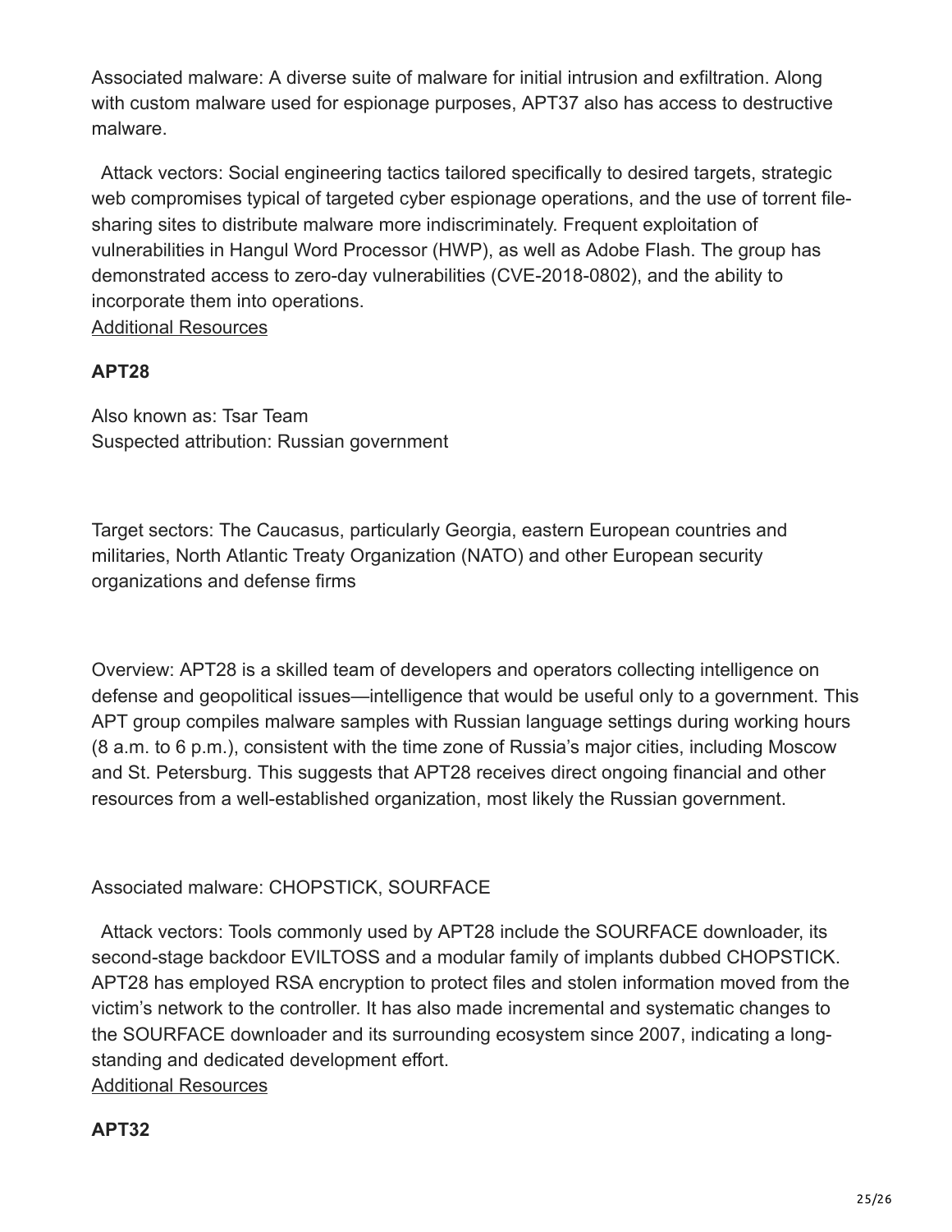Associated malware: A diverse suite of malware for initial intrusion and exfiltration. Along with custom malware used for espionage purposes, APT37 also has access to destructive malware.

Attack vectors: Social engineering tactics tailored specifically to desired targets, strategic web compromises typical of targeted cyber espionage operations, and the use of torrent file-sharing sites to distribute malware more indiscriminately. Frequent exploitation of vulnerabilities in Hangul Word Processor (HWP), as well as Adobe Flash. The group has demonstrated access to zero-day vulnerabilities (CVE-2018-0802), and the ability to incorporate them into operations.
Additional Resources

**APT28**

Also known as: Tsar Team
Suspected attribution: Russian government

Target sectors: The Caucasus, particularly Georgia, eastern European countries and militaries, North Atlantic Treaty Organization (NATO) and other European security organizations and defense firms

Overview: APT28 is a skilled team of developers and operators collecting intelligence on defense and geopolitical issues—intelligence that would be useful only to a government. This APT group compiles malware samples with Russian language settings during working hours (8 a.m. to 6 p.m.), consistent with the time zone of Russia's major cities, including Moscow and St. Petersburg. This suggests that APT28 receives direct ongoing financial and other resources from a well-established organization, most likely the Russian government.

Associated malware: CHOPSTICK, SOURFACE

Attack vectors: Tools commonly used by APT28 include the SOURFACE downloader, its second-stage backdoor EVILTOSS and a modular family of implants dubbed CHOPSTICK. APT28 has employed RSA encryption to protect files and stolen information moved from the victim's network to the controller. It has also made incremental and systematic changes to the SOURFACE downloader and its surrounding ecosystem since 2007, indicating a long-standing and dedicated development effort.
Additional Resources

**APT32**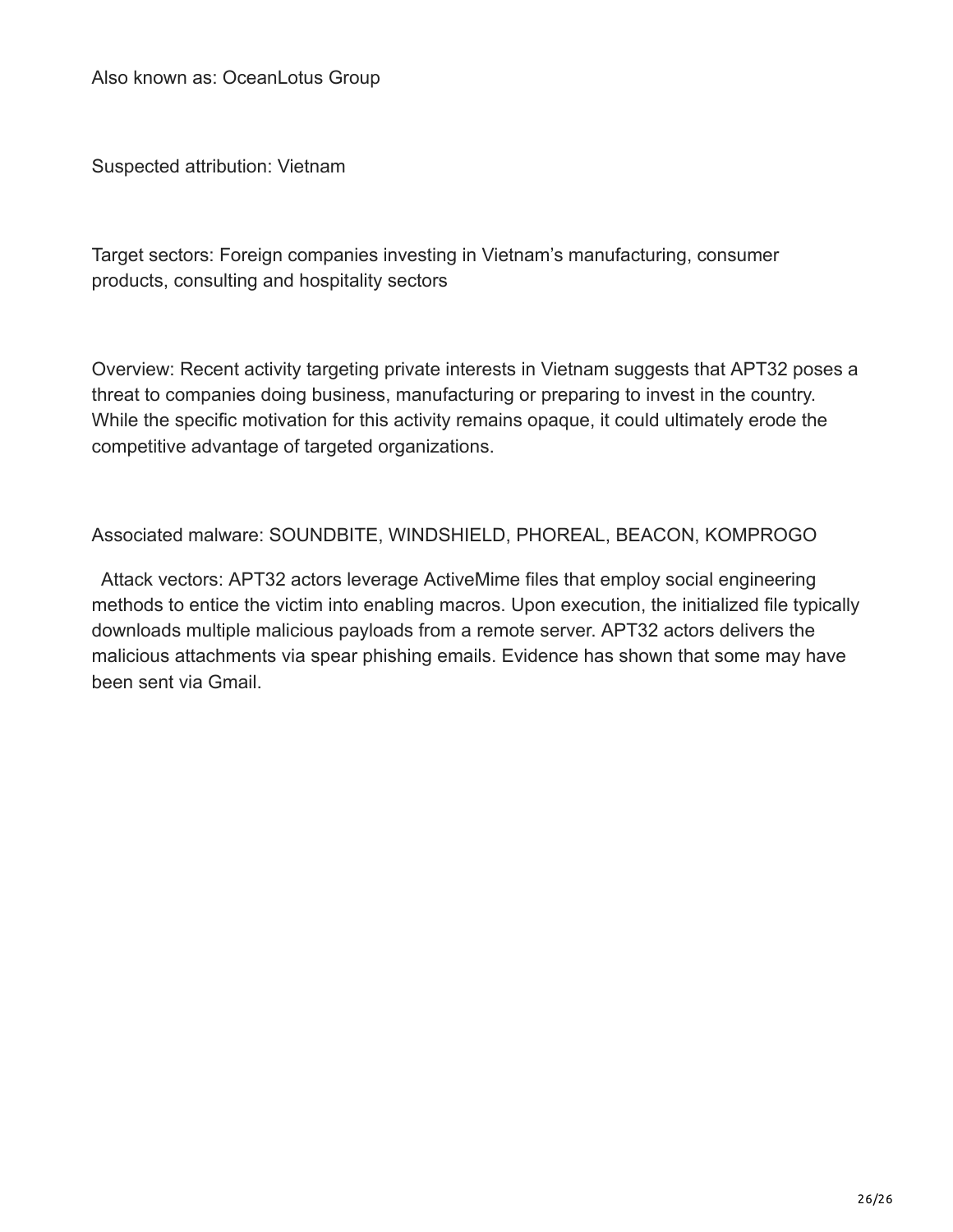Also known as: OceanLotus Group

Suspected attribution: Vietnam

Target sectors: Foreign companies investing in Vietnam's manufacturing, consumer products, consulting and hospitality sectors

Overview: Recent activity targeting private interests in Vietnam suggests that APT32 poses a threat to companies doing business, manufacturing or preparing to invest in the country. While the specific motivation for this activity remains opaque, it could ultimately erode the competitive advantage of targeted organizations.

Associated malware: SOUNDBITE, WINDSHIELD, PHOREAL, BEACON, KOMPROGO

Attack vectors: APT32 actors leverage ActiveMime files that employ social engineering methods to entice the victim into enabling macros. Upon execution, the initialized file typically downloads multiple malicious payloads from a remote server. APT32 actors delivers the malicious attachments via spear phishing emails. Evidence has shown that some may have been sent via Gmail.